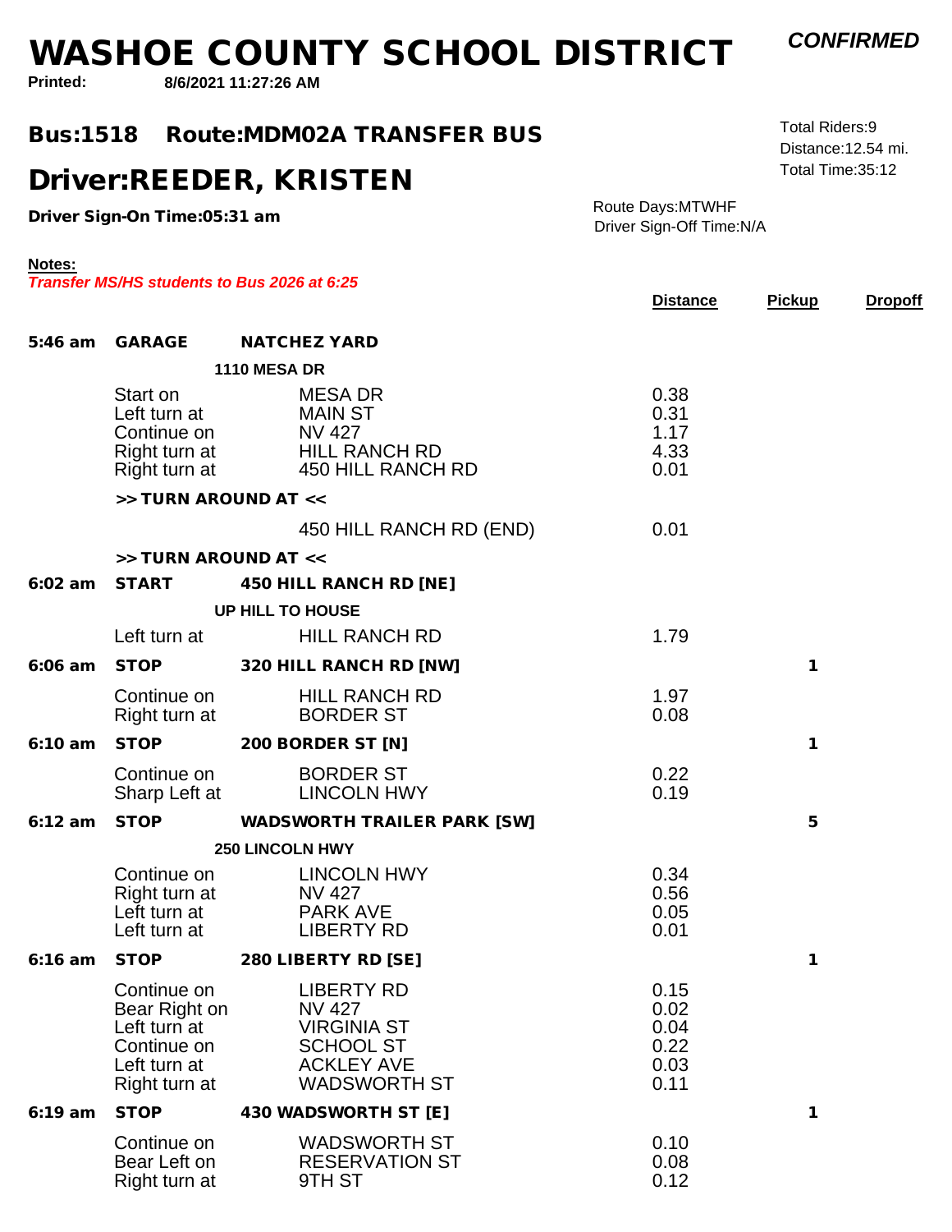# WASHOE COUNTY SCHOOL DISTRICT

***CONFIRMED***

**Printed:** **8/6/2021 11:27:26 AM**

## Bus:1518 Route:MDM02A TRANSFER BUS

## Driver:REEDER, KRISTEN

**Driver Sign-On Time:05:31 am**

Total Riders:9
Distance:12.54 mi.
Total Time:35:12

Route Days:MTWHF
Driver Sign-Off Time:N/A

**Notes:**
***Transfer MS/HS students to Bus 2026 at 6:25***

| Time | Type | Location / Direction | Street | Distance | Pickup | Dropoff |
|---|---|---|---|---|---|---|
| **5:46 am** | **GARAGE** | **NATCHEZ YARD** | | | | |
| | | **1110 MESA DR** | | | | |
| | | Start on | MESA DR | 0.38 | | |
| | | Left turn at | MAIN ST | 0.31 | | |
| | | Continue on | NV 427 | 1.17 | | |
| | | Right turn at | HILL RANCH RD | 4.33 | | |
| | | Right turn at | 450 HILL RANCH RD | 0.01 | | |
| | | **>> TURN AROUND AT <<** | | | | |
| | | | 450 HILL RANCH RD (END) | 0.01 | | |
| | | **>> TURN AROUND AT <<** | | | | |
| **6:02 am** | **START** | **450 HILL RANCH RD [NE]** | | | | |
| | | **UP HILL TO HOUSE** | | | | |
| | | Left turn at | HILL RANCH RD | 1.79 | | |
| **6:06 am** | **STOP** | **320 HILL RANCH RD [NW]** | | | 1 | |
| | | Continue on | HILL RANCH RD | 1.97 | | |
| | | Right turn at | BORDER ST | 0.08 | | |
| **6:10 am** | **STOP** | **200 BORDER ST [N]** | | | 1 | |
| | | Continue on | BORDER ST | 0.22 | | |
| | | Sharp Left at | LINCOLN HWY | 0.19 | | |
| **6:12 am** | **STOP** | **WADSWORTH TRAILER PARK [SW]** | | | 5 | |
| | | **250 LINCOLN HWY** | | | | |
| | | Continue on | LINCOLN HWY | 0.34 | | |
| | | Right turn at | NV 427 | 0.56 | | |
| | | Left turn at | PARK AVE | 0.05 | | |
| | | Left turn at | LIBERTY RD | 0.01 | | |
| **6:16 am** | **STOP** | **280 LIBERTY RD [SE]** | | | 1 | |
| | | Continue on | LIBERTY RD | 0.15 | | |
| | | Bear Right on | NV 427 | 0.02 | | |
| | | Left turn at | VIRGINIA ST | 0.04 | | |
| | | Continue on | SCHOOL ST | 0.22 | | |
| | | Left turn at | ACKLEY AVE | 0.03 | | |
| | | Right turn at | WADSWORTH ST | 0.11 | | |
| **6:19 am** | **STOP** | **430 WADSWORTH ST [E]** | | | 1 | |
| | | Continue on | WADSWORTH ST | 0.10 | | |
| | | Bear Left on | RESERVATION ST | 0.08 | | |
| | | Right turn at | 9TH ST | 0.12 | | |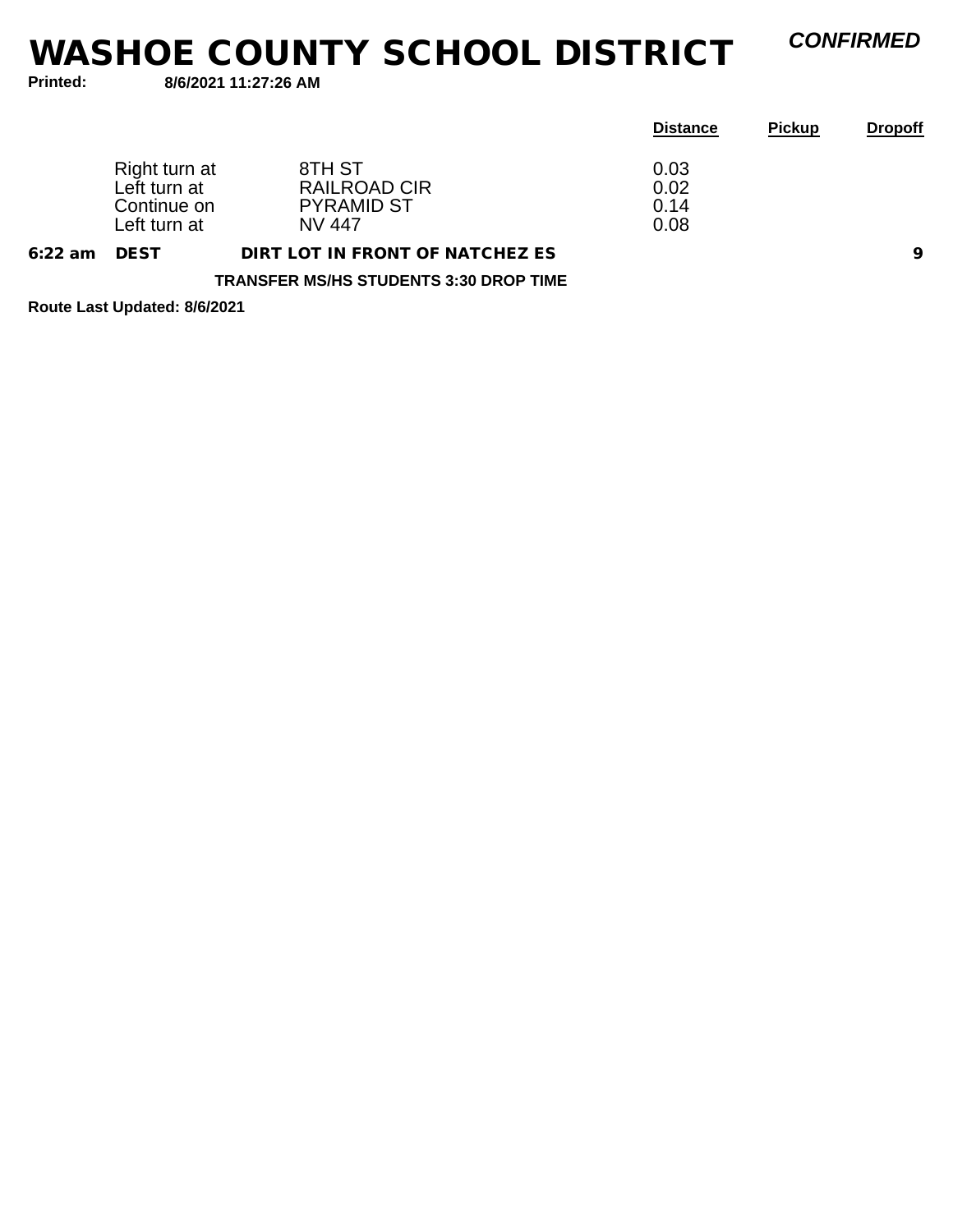# WASHOE COUNTY SCHOOL DISTRICT

***CONFIRMED***

**Printed:** **8/6/2021 11:27:26 AM**

| | | | Distance | Pickup | Dropoff |
|---|---|---|---|---|---|
| | Right turn at | 8TH ST | 0.03 | | |
| | Left turn at | RAILROAD CIR | 0.02 | | |
| | Continue on | PYRAMID ST | 0.14 | | |
| | Left turn at | NV 447 | 0.08 | | |
| **6:22 am** | **DEST** | **DIRT LOT IN FRONT OF NATCHEZ ES** | | | **9** |

**TRANSFER MS/HS STUDENTS 3:30 DROP TIME**

**Route Last Updated: 8/6/2021**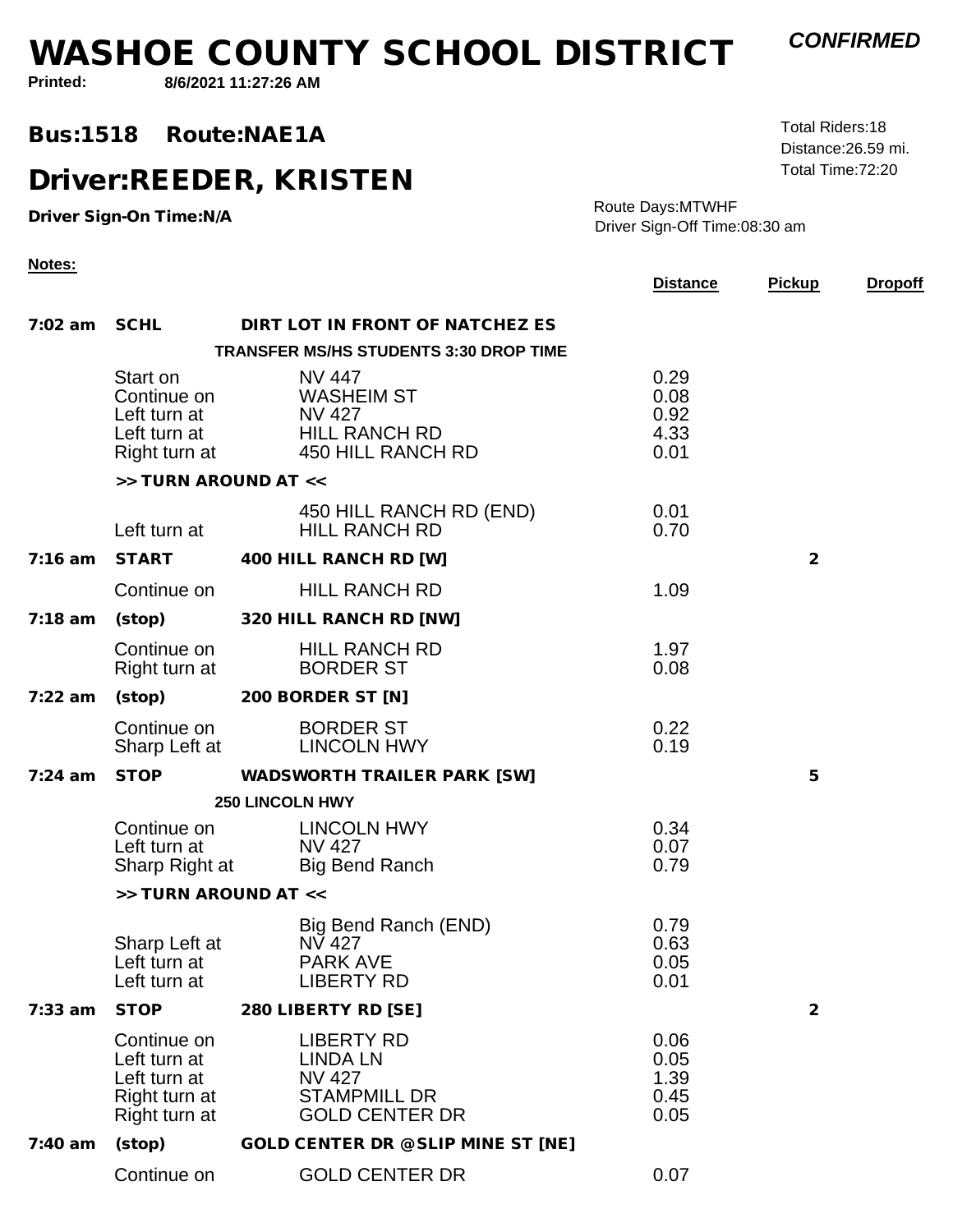# WASHOE COUNTY SCHOOL DISTRICT

***CONFIRMED***

**Printed:** **8/6/2021 11:27:26 AM**

## Bus:1518 Route:NAE1A

## Driver:REEDER, KRISTEN

**Driver Sign-On Time:N/A**

Total Riders:18
Distance:26.59 mi.
Total Time:72:20

Route Days:MTWHF
Driver Sign-Off Time:08:30 am

**Notes:**

| | | | Distance | Pickup | Dropoff |
|---|---|---|---|---|---|
| **7:02 am** | **SCHL** | **DIRT LOT IN FRONT OF NATCHEZ ES** | | | |
| | | **TRANSFER MS/HS STUDENTS 3:30 DROP TIME** | | | |
| | Start on | NV 447 | 0.29 | | |
| | Continue on | WASHEIM ST | 0.08 | | |
| | Left turn at | NV 427 | 0.92 | | |
| | Left turn at | HILL RANCH RD | 4.33 | | |
| | Right turn at | 450 HILL RANCH RD | 0.01 | | |
| | **>> TURN AROUND AT <<** | | | | |
| | | 450 HILL RANCH RD (END) | 0.01 | | |
| | Left turn at | HILL RANCH RD | 0.70 | | |
| **7:16 am** | **START** | **400 HILL RANCH RD [W]** | | **2** | |
| | Continue on | HILL RANCH RD | 1.09 | | |
| **7:18 am** | **(stop)** | **320 HILL RANCH RD [NW]** | | | |
| | Continue on | HILL RANCH RD | 1.97 | | |
| | Right turn at | BORDER ST | 0.08 | | |
| **7:22 am** | **(stop)** | **200 BORDER ST [N]** | | | |
| | Continue on | BORDER ST | 0.22 | | |
| | Sharp Left at | LINCOLN HWY | 0.19 | | |
| **7:24 am** | **STOP** | **WADSWORTH TRAILER PARK [SW]** | | **5** | |
| | | **250 LINCOLN HWY** | | | |
| | Continue on | LINCOLN HWY | 0.34 | | |
| | Left turn at | NV 427 | 0.07 | | |
| | Sharp Right at | Big Bend Ranch | 0.79 | | |
| | **>> TURN AROUND AT <<** | | | | |
| | | Big Bend Ranch (END) | 0.79 | | |
| | Sharp Left at | NV 427 | 0.63 | | |
| | Left turn at | PARK AVE | 0.05 | | |
| | Left turn at | LIBERTY RD | 0.01 | | |
| **7:33 am** | **STOP** | **280 LIBERTY RD [SE]** | | **2** | |
| | Continue on | LIBERTY RD | 0.06 | | |
| | Left turn at | LINDA LN | 0.05 | | |
| | Left turn at | NV 427 | 1.39 | | |
| | Right turn at | STAMPMILL DR | 0.45 | | |
| | Right turn at | GOLD CENTER DR | 0.05 | | |
| **7:40 am** | **(stop)** | **GOLD CENTER DR @SLIP MINE ST [NE]** | | | |
| | Continue on | GOLD CENTER DR | 0.07 | | |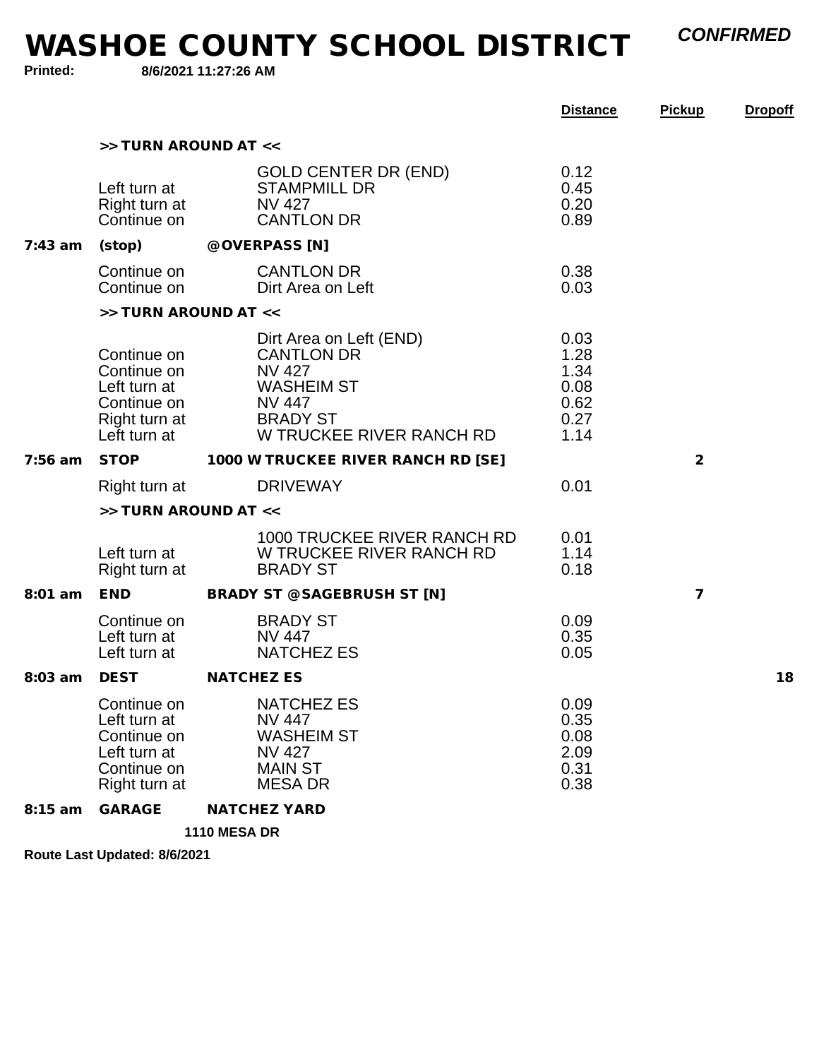# WASHOE COUNTY SCHOOL DISTRICT

***CONFIRMED***

**Printed:** **8/6/2021 11:27:26 AM**

| | | | Distance | Pickup | Dropoff |
|---|---|---|---|---|---|
| | **>> TURN AROUND AT <<** | | | | |
| | | GOLD CENTER DR (END) | 0.12 | | |
| | Left turn at | STAMPMILL DR | 0.45 | | |
| | Right turn at | NV 427 | 0.20 | | |
| | Continue on | CANTLON DR | 0.89 | | |
| **7:43 am** | **(stop)** | **@OVERPASS [N]** | | | |
| | Continue on | CANTLON DR | 0.38 | | |
| | Continue on | Dirt Area on Left | 0.03 | | |
| | **>> TURN AROUND AT <<** | | | | |
| | | Dirt Area on Left (END) | 0.03 | | |
| | Continue on | CANTLON DR | 1.28 | | |
| | Continue on | NV 427 | 1.34 | | |
| | Left turn at | WASHEIM ST | 0.08 | | |
| | Continue on | NV 447 | 0.62 | | |
| | Right turn at | BRADY ST | 0.27 | | |
| | Left turn at | W TRUCKEE RIVER RANCH RD | 1.14 | | |
| **7:56 am** | **STOP** | **1000 W TRUCKEE RIVER RANCH RD [SE]** | | **2** | |
| | Right turn at | DRIVEWAY | 0.01 | | |
| | **>> TURN AROUND AT <<** | | | | |
| | | 1000 TRUCKEE RIVER RANCH RD | 0.01 | | |
| | Left turn at | W TRUCKEE RIVER RANCH RD | 1.14 | | |
| | Right turn at | BRADY ST | 0.18 | | |
| **8:01 am** | **END** | **BRADY ST @SAGEBRUSH ST [N]** | | **7** | |
| | Continue on | BRADY ST | 0.09 | | |
| | Left turn at | NV 447 | 0.35 | | |
| | Left turn at | NATCHEZ ES | 0.05 | | |
| **8:03 am** | **DEST** | **NATCHEZ ES** | | | **18** |
| | Continue on | NATCHEZ ES | 0.09 | | |
| | Left turn at | NV 447 | 0.35 | | |
| | Continue on | WASHEIM ST | 0.08 | | |
| | Left turn at | NV 427 | 2.09 | | |
| | Continue on | MAIN ST | 0.31 | | |
| | Right turn at | MESA DR | 0.38 | | |
| **8:15 am** | **GARAGE** | **NATCHEZ YARD** | | | |
| | | **1110 MESA DR** | | | |

**Route Last Updated: 8/6/2021**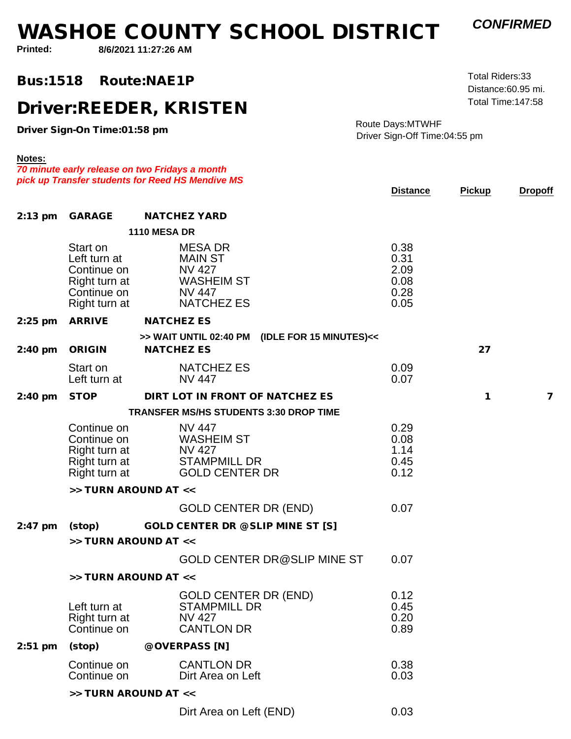# WASHOE COUNTY SCHOOL DISTRICT

***CONFIRMED***

**Printed:** **8/6/2021 11:27:26 AM**

## Bus:1518 Route:NAE1P

Total Riders:33
Distance:60.95 mi.
Total Time:147:58

## Driver:REEDER, KRISTEN

**Driver Sign-On Time:01:58 pm**

Route Days:MTWHF
Driver Sign-Off Time:04:55 pm

**Notes:**
***70 minute early release on two Fridays a month***
***pick up Transfer students for Reed HS Mendive MS***

| Time | Type | Location | Distance | Pickup | Dropoff |
|---|---|---|---|---|---|
| **2:13 pm** | **GARAGE** | **NATCHEZ YARD** | | | |
| | | **1110 MESA DR** | | | |
| | Start on | MESA DR | 0.38 | | |
| | Left turn at | MAIN ST | 0.31 | | |
| | Continue on | NV 427 | 2.09 | | |
| | Right turn at | WASHEIM ST | 0.08 | | |
| | Continue on | NV 447 | 0.28 | | |
| | Right turn at | NATCHEZ ES | 0.05 | | |
| **2:25 pm** | **ARRIVE** | **NATCHEZ ES** | | | |
| | | **>> WAIT UNTIL 02:40 PM (IDLE FOR 15 MINUTES)<<** | | | |
| **2:40 pm** | **ORIGIN** | **NATCHEZ ES** | | **27** | |
| | Start on | NATCHEZ ES | 0.09 | | |
| | Left turn at | NV 447 | 0.07 | | |
| **2:40 pm** | **STOP** | **DIRT LOT IN FRONT OF NATCHEZ ES** | | **1** | **7** |
| | | **TRANSFER MS/HS STUDENTS 3:30 DROP TIME** | | | |
| | Continue on | NV 447 | 0.29 | | |
| | Continue on | WASHEIM ST | 0.08 | | |
| | Right turn at | NV 427 | 1.14 | | |
| | Right turn at | STAMPMILL DR | 0.45 | | |
| | Right turn at | GOLD CENTER DR | 0.12 | | |
| | **>> TURN AROUND AT <<** | | | | |
| | | GOLD CENTER DR (END) | 0.07 | | |
| **2:47 pm** | **(stop)** | **GOLD CENTER DR @SLIP MINE ST [S]** | | | |
| | **>> TURN AROUND AT <<** | | | | |
| | | GOLD CENTER DR@SLIP MINE ST | 0.07 | | |
| | **>> TURN AROUND AT <<** | | | | |
| | | GOLD CENTER DR (END) | 0.12 | | |
| | Left turn at | STAMPMILL DR | 0.45 | | |
| | Right turn at | NV 427 | 0.20 | | |
| | Continue on | CANTLON DR | 0.89 | | |
| **2:51 pm** | **(stop)** | **@OVERPASS [N]** | | | |
| | Continue on | CANTLON DR | 0.38 | | |
| | Continue on | Dirt Area on Left | 0.03 | | |
| | **>> TURN AROUND AT <<** | | | | |
| | | Dirt Area on Left (END) | 0.03 | | |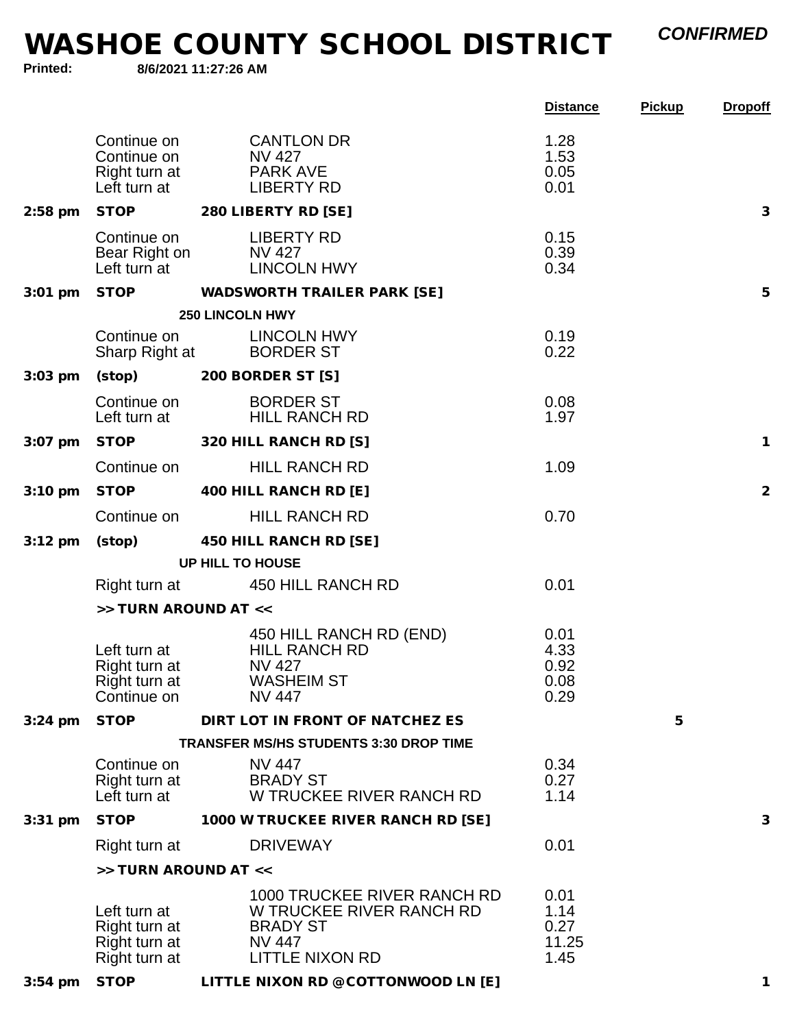# WASHOE COUNTY SCHOOL DISTRICT

***CONFIRMED***

**Printed:** **8/6/2021 11:27:26 AM**

| Time | Action | Location | Distance | Pickup | Dropoff |
|---|---|---|---|---|---|
| | Continue on | CANTLON DR | 1.28 | | |
| | Continue on | NV 427 | 1.53 | | |
| | Right turn at | PARK AVE | 0.05 | | |
| | Left turn at | LIBERTY RD | 0.01 | | |
| **2:58 pm** | **STOP** | **280 LIBERTY RD [SE]** | | | **3** |
| | Continue on | LIBERTY RD | 0.15 | | |
| | Bear Right on | NV 427 | 0.39 | | |
| | Left turn at | LINCOLN HWY | 0.34 | | |
| **3:01 pm** | **STOP** | **WADSWORTH TRAILER PARK [SE]** | | | **5** |
| | | **250 LINCOLN HWY** | | | |
| | Continue on | LINCOLN HWY | 0.19 | | |
| | Sharp Right at | BORDER ST | 0.22 | | |
| **3:03 pm** | **(stop)** | **200 BORDER ST [S]** | | | |
| | Continue on | BORDER ST | 0.08 | | |
| | Left turn at | HILL RANCH RD | 1.97 | | |
| **3:07 pm** | **STOP** | **320 HILL RANCH RD [S]** | | | **1** |
| | Continue on | HILL RANCH RD | 1.09 | | |
| **3:10 pm** | **STOP** | **400 HILL RANCH RD [E]** | | | **2** |
| | Continue on | HILL RANCH RD | 0.70 | | |
| **3:12 pm** | **(stop)** | **450 HILL RANCH RD [SE]** | | | |
| | | **UP HILL TO HOUSE** | | | |
| | Right turn at | 450 HILL RANCH RD | 0.01 | | |
| | **>> TURN AROUND AT <<** | | | | |
| | | 450 HILL RANCH RD (END) | 0.01 | | |
| | Left turn at | HILL RANCH RD | 4.33 | | |
| | Right turn at | NV 427 | 0.92 | | |
| | Right turn at | WASHEIM ST | 0.08 | | |
| | Continue on | NV 447 | 0.29 | | |
| **3:24 pm** | **STOP** | **DIRT LOT IN FRONT OF NATCHEZ ES** | | **5** | |
| | | **TRANSFER MS/HS STUDENTS 3:30 DROP TIME** | | | |
| | Continue on | NV 447 | 0.34 | | |
| | Right turn at | BRADY ST | 0.27 | | |
| | Left turn at | W TRUCKEE RIVER RANCH RD | 1.14 | | |
| **3:31 pm** | **STOP** | **1000 W TRUCKEE RIVER RANCH RD [SE]** | | | **3** |
| | Right turn at | DRIVEWAY | 0.01 | | |
| | **>> TURN AROUND AT <<** | | | | |
| | | 1000 TRUCKEE RIVER RANCH RD | 0.01 | | |
| | Left turn at | W TRUCKEE RIVER RANCH RD | 1.14 | | |
| | Right turn at | BRADY ST | 0.27 | | |
| | Right turn at | NV 447 | 11.25 | | |
| | Right turn at | LITTLE NIXON RD | 1.45 | | |
| **3:54 pm** | **STOP** | **LITTLE NIXON RD @COTTONWOOD LN [E]** | | | **1** |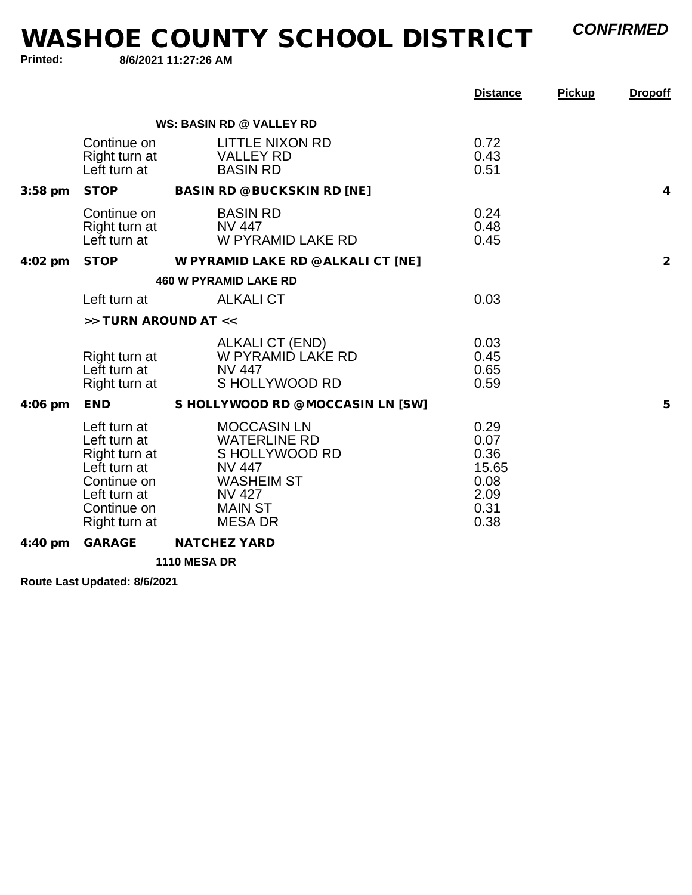# WASHOE COUNTY SCHOOL DISTRICT

***CONFIRMED***

**Printed:** **8/6/2021 11:27:26 AM**

| | | | Distance | Pickup | Dropoff |
|---|---|---|---|---|---|
| | | **WS: BASIN RD @ VALLEY RD** | | | |
| | Continue on | LITTLE NIXON RD | 0.72 | | |
| | Right turn at | VALLEY RD | 0.43 | | |
| | Left turn at | BASIN RD | 0.51 | | |
| **3:58 pm** | **STOP** | **BASIN RD @BUCKSKIN RD [NE]** | | | **4** |
| | Continue on | BASIN RD | 0.24 | | |
| | Right turn at | NV 447 | 0.48 | | |
| | Left turn at | W PYRAMID LAKE RD | 0.45 | | |
| **4:02 pm** | **STOP** | **W PYRAMID LAKE RD @ALKALI CT [NE]** | | | **2** |
| | | **460 W PYRAMID LAKE RD** | | | |
| | Left turn at | ALKALI CT | 0.03 | | |
| | **>> TURN AROUND AT <<** | | | | |
| | | ALKALI CT (END) | 0.03 | | |
| | Right turn at | W PYRAMID LAKE RD | 0.45 | | |
| | Left turn at | NV 447 | 0.65 | | |
| | Right turn at | S HOLLYWOOD RD | 0.59 | | |
| **4:06 pm** | **END** | **S HOLLYWOOD RD @MOCCASIN LN [SW]** | | | **5** |
| | Left turn at | MOCCASIN LN | 0.29 | | |
| | Left turn at | WATERLINE RD | 0.07 | | |
| | Right turn at | S HOLLYWOOD RD | 0.36 | | |
| | Left turn at | NV 447 | 15.65 | | |
| | Continue on | WASHEIM ST | 0.08 | | |
| | Left turn at | NV 427 | 2.09 | | |
| | Continue on | MAIN ST | 0.31 | | |
| | Right turn at | MESA DR | 0.38 | | |
| **4:40 pm** | **GARAGE** | **NATCHEZ YARD** | | | |
| | | **1110 MESA DR** | | | |

**Route Last Updated: 8/6/2021**